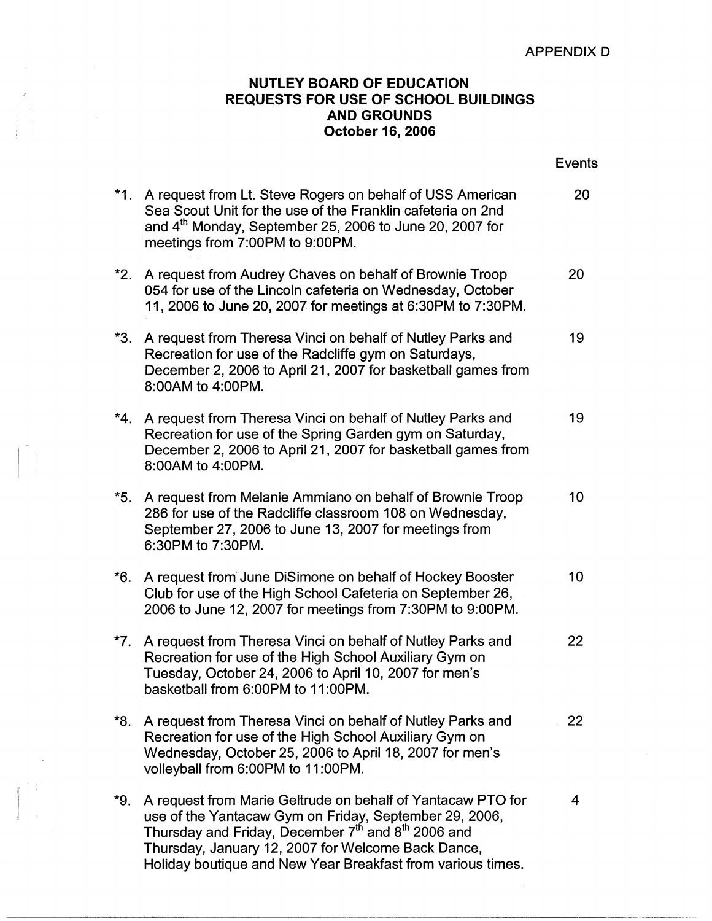APPENDIX D

# NUTLEY BOARD OF EDUCATION
# REQUESTS FOR USE OF SCHOOL BUILDINGS AND GROUNDS
# October 16, 2006

| | | Events |
|---|---|---|
| *1. | A request from Lt. Steve Rogers on behalf of USS American Sea Scout Unit for the use of the Franklin cafeteria on 2nd and 4th Monday, September 25, 2006 to June 20, 2007 for meetings from 7:00PM to 9:00PM. | 20 |
| *2. | A request from Audrey Chaves on behalf of Brownie Troop 054 for use of the Lincoln cafeteria on Wednesday, October 11, 2006 to June 20, 2007 for meetings at 6:30PM to 7:30PM. | 20 |
| *3. | A request from Theresa Vinci on behalf of Nutley Parks and Recreation for use of the Radcliffe gym on Saturdays, December 2, 2006 to April 21, 2007 for basketball games from 8:00AM to 4:00PM. | 19 |
| *4. | A request from Theresa Vinci on behalf of Nutley Parks and Recreation for use of the Spring Garden gym on Saturday, December 2, 2006 to April 21, 2007 for basketball games from 8:00AM to 4:00PM. | 19 |
| *5. | A request from Melanie Ammiano on behalf of Brownie Troop 286 for use of the Radcliffe classroom 108 on Wednesday, September 27, 2006 to June 13, 2007 for meetings from 6:30PM to 7:30PM. | 10 |
| *6. | A request from June DiSimone on behalf of Hockey Booster Club for use of the High School Cafeteria on September 26, 2006 to June 12, 2007 for meetings from 7:30PM to 9:00PM. | 10 |
| *7. | A request from Theresa Vinci on behalf of Nutley Parks and Recreation for use of the High School Auxiliary Gym on Tuesday, October 24, 2006 to April 10, 2007 for men's basketball from 6:00PM to 11:00PM. | 22 |
| *8. | A request from Theresa Vinci on behalf of Nutley Parks and Recreation for use of the High School Auxiliary Gym on Wednesday, October 25, 2006 to April 18, 2007 for men's volleyball from 6:00PM to 11:00PM. | 22 |
| *9. | A request from Marie Geltrude on behalf of Yantacaw PTO for use of the Yantacaw Gym on Friday, September 29, 2006, Thursday and Friday, December 7th and 8th 2006 and Thursday, January 12, 2007 for Welcome Back Dance, Holiday boutique and New Year Breakfast from various times. | 4 |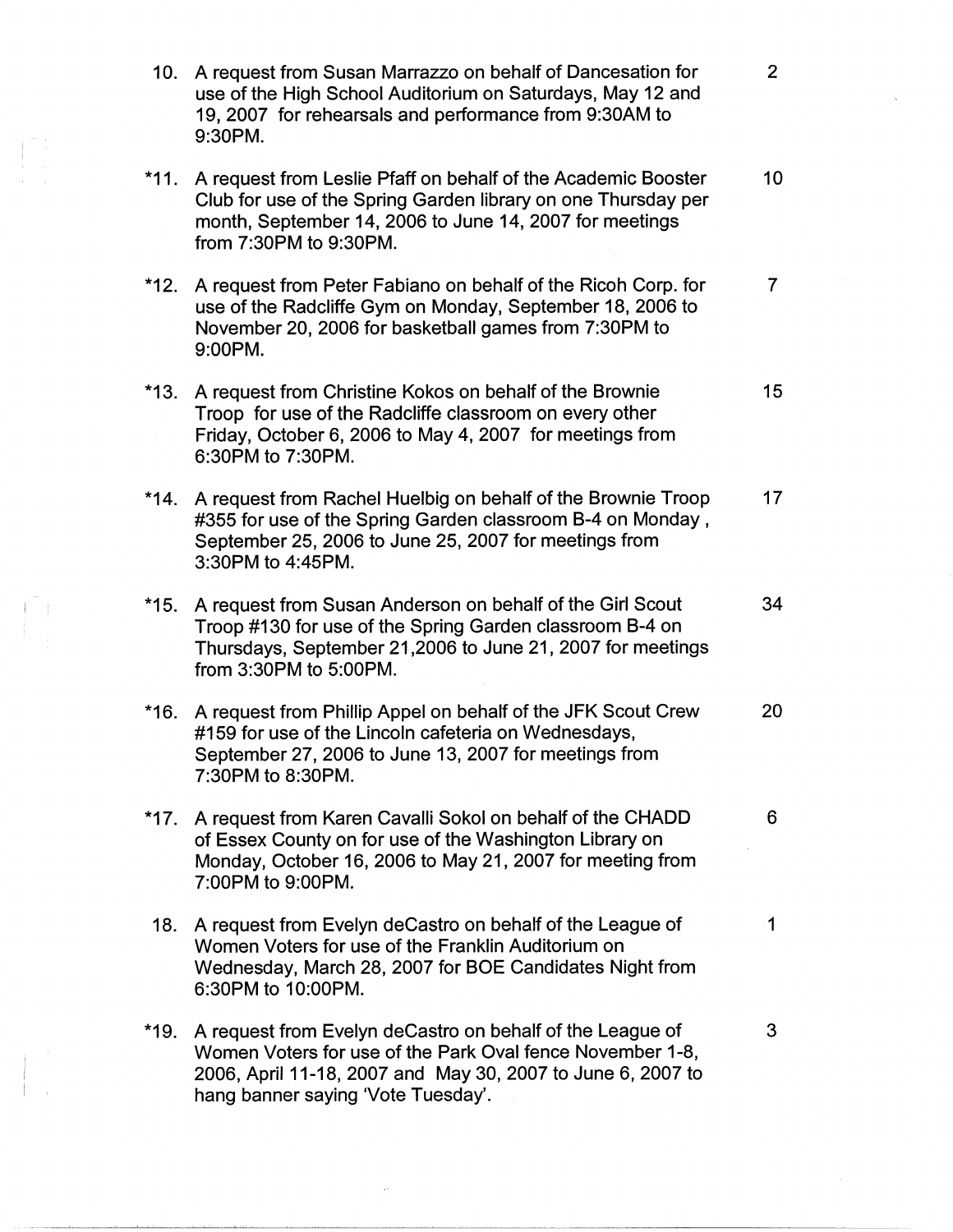10. A request from Susan Marrazzo on behalf of Dancesation for use of the High School Auditorium on Saturdays, May 12 and 19, 2007 for rehearsals and performance from 9:30AM to 9:30PM. — 2

*11. A request from Leslie Pfaff on behalf of the Academic Booster Club for use of the Spring Garden library on one Thursday per month, September 14, 2006 to June 14, 2007 for meetings from 7:30PM to 9:30PM. — 10

*12. A request from Peter Fabiano on behalf of the Ricoh Corp. for use of the Radcliffe Gym on Monday, September 18, 2006 to November 20, 2006 for basketball games from 7:30PM to 9:00PM. — 7

*13. A request from Christine Kokos on behalf of the Brownie Troop for use of the Radcliffe classroom on every other Friday, October 6, 2006 to May 4, 2007 for meetings from 6:30PM to 7:30PM. — 15

*14. A request from Rachel Huelbig on behalf of the Brownie Troop #355 for use of the Spring Garden classroom B-4 on Monday, September 25, 2006 to June 25, 2007 for meetings from 3:30PM to 4:45PM. — 17

*15. A request from Susan Anderson on behalf of the Girl Scout Troop #130 for use of the Spring Garden classroom B-4 on Thursdays, September 21,2006 to June 21, 2007 for meetings from 3:30PM to 5:00PM. — 34

*16. A request from Phillip Appel on behalf of the JFK Scout Crew #159 for use of the Lincoln cafeteria on Wednesdays, September 27, 2006 to June 13, 2007 for meetings from 7:30PM to 8:30PM. — 20

*17. A request from Karen Cavalli Sokol on behalf of the CHADD of Essex County on for use of the Washington Library on Monday, October 16, 2006 to May 21, 2007 for meeting from 7:00PM to 9:00PM. — 6

18. A request from Evelyn deCastro on behalf of the League of Women Voters for use of the Franklin Auditorium on Wednesday, March 28, 2007 for BOE Candidates Night from 6:30PM to 10:00PM. — 1

*19. A request from Evelyn deCastro on behalf of the League of Women Voters for use of the Park Oval fence November 1-8, 2006, April 11-18, 2007 and May 30, 2007 to June 6, 2007 to hang banner saying 'Vote Tuesday'. — 3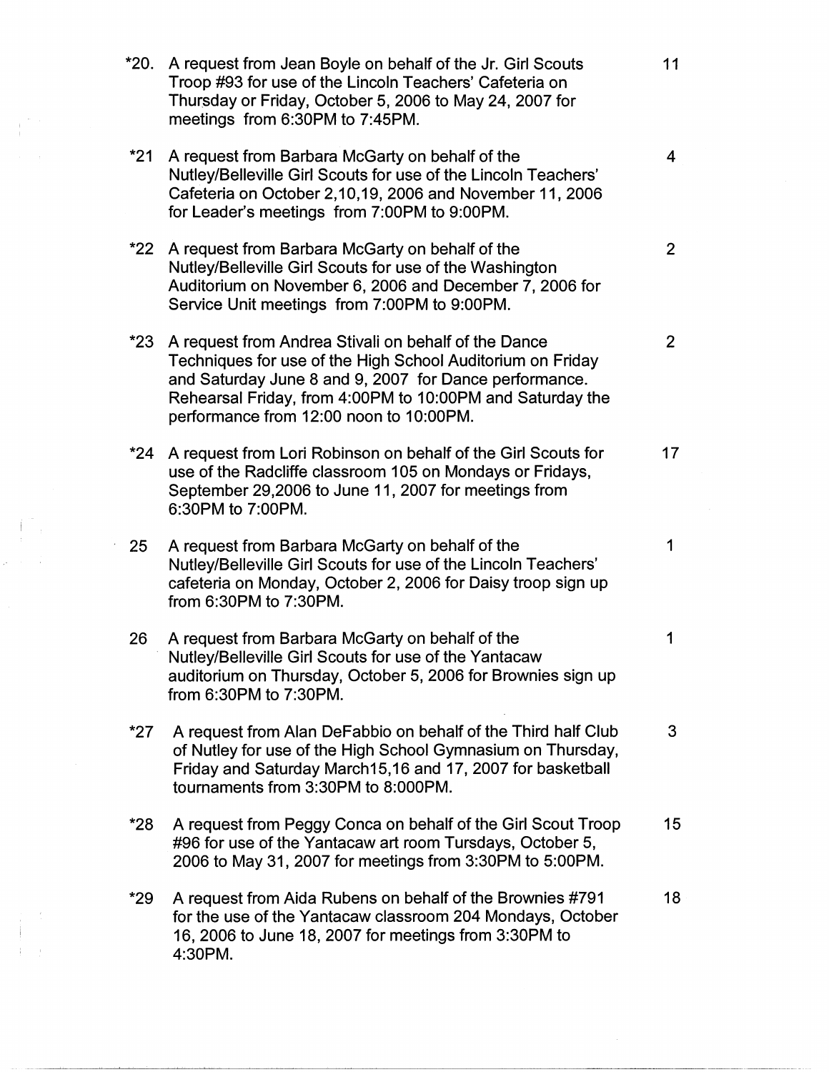| | | |
|---|---|---|
| *20. | A request from Jean Boyle on behalf of the Jr. Girl Scouts Troop #93 for use of the Lincoln Teachers' Cafeteria on Thursday or Friday, October 5, 2006 to May 24, 2007 for meetings from 6:30PM to 7:45PM. | 11 |
| *21 | A request from Barbara McGarty on behalf of the Nutley/Belleville Girl Scouts for use of the Lincoln Teachers' Cafeteria on October 2,10,19, 2006 and November 11, 2006 for Leader's meetings from 7:00PM to 9:00PM. | 4 |
| *22 | A request from Barbara McGarty on behalf of the Nutley/Belleville Girl Scouts for use of the Washington Auditorium on November 6, 2006 and December 7, 2006 for Service Unit meetings from 7:00PM to 9:00PM. | 2 |
| *23 | A request from Andrea Stivali on behalf of the Dance Techniques for use of the High School Auditorium on Friday and Saturday June 8 and 9, 2007 for Dance performance. Rehearsal Friday, from 4:00PM to 10:00PM and Saturday the performance from 12:00 noon to 10:00PM. | 2 |
| *24 | A request from Lori Robinson on behalf of the Girl Scouts for use of the Radcliffe classroom 105 on Mondays or Fridays, September 29,2006 to June 11, 2007 for meetings from 6:30PM to 7:00PM. | 17 |
| 25 | A request from Barbara McGarty on behalf of the Nutley/Belleville Girl Scouts for use of the Lincoln Teachers' cafeteria on Monday, October 2, 2006 for Daisy troop sign up from 6:30PM to 7:30PM. | 1 |
| 26 | A request from Barbara McGarty on behalf of the Nutley/Belleville Girl Scouts for use of the Yantacaw auditorium on Thursday, October 5, 2006 for Brownies sign up from 6:30PM to 7:30PM. | 1 |
| *27 | A request from Alan DeFabbio on behalf of the Third half Club of Nutley for use of the High School Gymnasium on Thursday, Friday and Saturday March15,16 and 17, 2007 for basketball tournaments from 3:30PM to 8:000PM. | 3 |
| *28 | A request from Peggy Conca on behalf of the Girl Scout Troop #96 for use of the Yantacaw art room Tursdays, October 5, 2006 to May 31, 2007 for meetings from 3:30PM to 5:00PM. | 15 |
| *29 | A request from Aida Rubens on behalf of the Brownies #791 for the use of the Yantacaw classroom 204 Mondays, October 16, 2006 to June 18, 2007 for meetings from 3:30PM to 4:30PM. | 18 |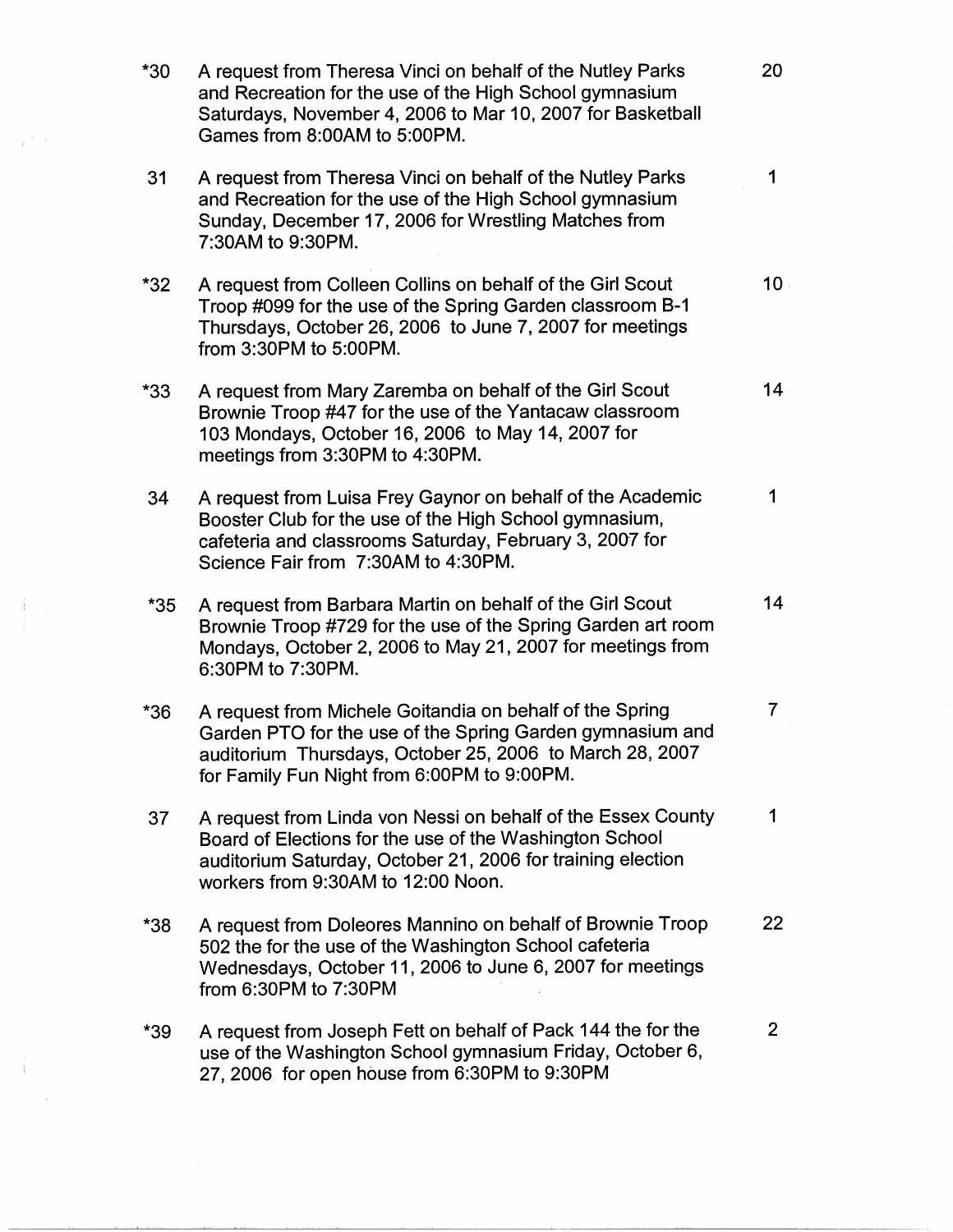| | | |
|---|---|---|
| *30 | A request from Theresa Vinci on behalf of the Nutley Parks and Recreation for the use of the High School gymnasium Saturdays, November 4, 2006 to Mar 10, 2007 for Basketball Games from 8:00AM to 5:00PM. | 20 |
| 31 | A request from Theresa Vinci on behalf of the Nutley Parks and Recreation for the use of the High School gymnasium Sunday, December 17, 2006 for Wrestling Matches from 7:30AM to 9:30PM. | 1 |
| *32 | A request from Colleen Collins on behalf of the Girl Scout Troop #099 for the use of the Spring Garden classroom B-1 Thursdays, October 26, 2006 to June 7, 2007 for meetings from 3:30PM to 5:00PM. | 10 |
| *33 | A request from Mary Zaremba on behalf of the Girl Scout Brownie Troop #47 for the use of the Yantacaw classroom 103 Mondays, October 16, 2006 to May 14, 2007 for meetings from 3:30PM to 4:30PM. | 14 |
| 34 | A request from Luisa Frey Gaynor on behalf of the Academic Booster Club for the use of the High School gymnasium, cafeteria and classrooms Saturday, February 3, 2007 for Science Fair from 7:30AM to 4:30PM. | 1 |
| *35 | A request from Barbara Martin on behalf of the Girl Scout Brownie Troop #729 for the use of the Spring Garden art room Mondays, October 2, 2006 to May 21, 2007 for meetings from 6:30PM to 7:30PM. | 14 |
| *36 | A request from Michele Goitandia on behalf of the Spring Garden PTO for the use of the Spring Garden gymnasium and auditorium Thursdays, October 25, 2006 to March 28, 2007 for Family Fun Night from 6:00PM to 9:00PM. | 7 |
| 37 | A request from Linda von Nessi on behalf of the Essex County Board of Elections for the use of the Washington School auditorium Saturday, October 21, 2006 for training election workers from 9:30AM to 12:00 Noon. | 1 |
| *38 | A request from Doleores Mannino on behalf of Brownie Troop 502 the for the use of the Washington School cafeteria Wednesdays, October 11, 2006 to June 6, 2007 for meetings from 6:30PM to 7:30PM | 22 |
| *39 | A request from Joseph Fett on behalf of Pack 144 the for the use of the Washington School gymnasium Friday, October 6, 27, 2006 for open house from 6:30PM to 9:30PM | 2 |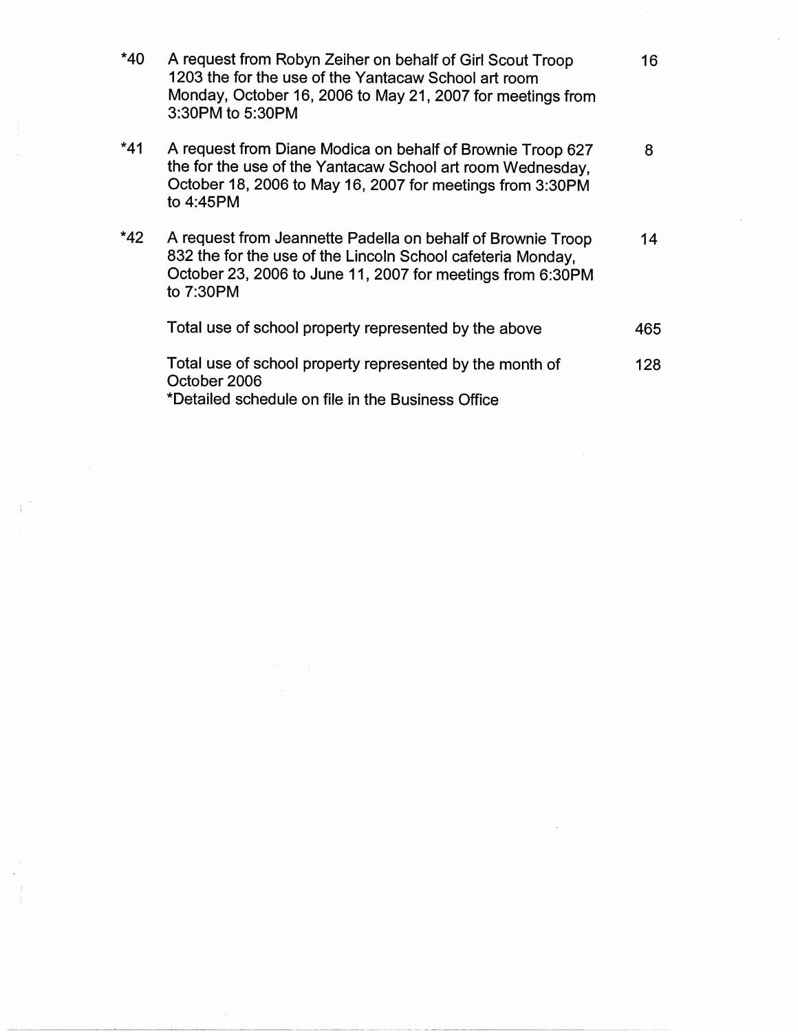| | | |
|---|---|---|
| *40 | A request from Robyn Zeiher on behalf of Girl Scout Troop 1203 the for the use of the Yantacaw School art room Monday, October 16, 2006 to May 21, 2007 for meetings from 3:30PM to 5:30PM | 16 |
| *41 | A request from Diane Modica on behalf of Brownie Troop 627 the for the use of the Yantacaw School art room Wednesday, October 18, 2006 to May 16, 2007 for meetings from 3:30PM to 4:45PM | 8 |
| *42 | A request from Jeannette Padella on behalf of Brownie Troop 832 the for the use of the Lincoln School cafeteria Monday, October 23, 2006 to June 11, 2007 for meetings from 6:30PM to 7:30PM | 14 |
| | Total use of school property represented by the above | 465 |
| | Total use of school property represented by the month of October 2006 | 128 |

*Detailed schedule on file in the Business Office